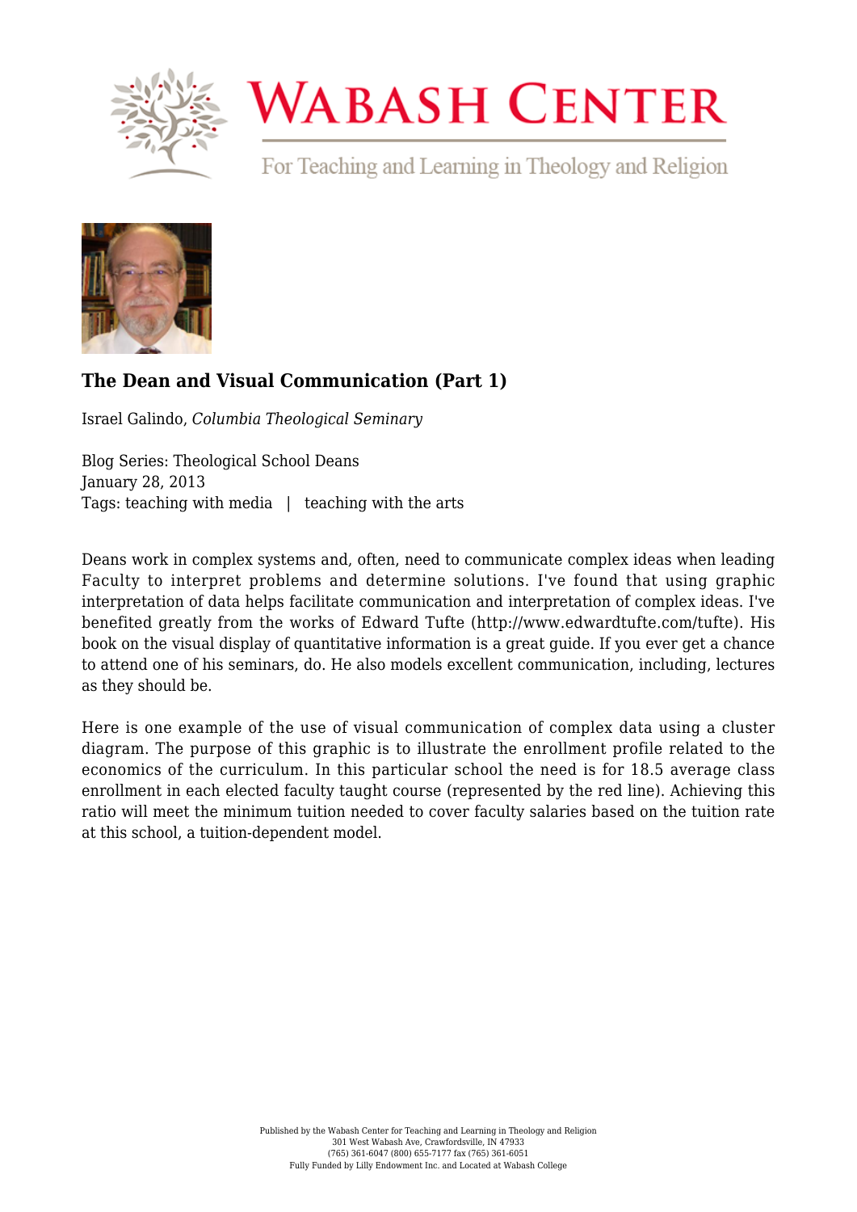# The Dean and Visual Communication (Part 1)

Israel Galindo, *Columbia Theological Seminary*

Blog Series: Theological School Deans
January 28, 2013
Tags: teaching with media | teaching with the arts

Deans work in complex systems and, often, need to communicate complex ideas when leading Faculty to interpret problems and determine solutions. I've found that using graphic interpretation of data helps facilitate communication and interpretation of complex ideas. I've benefited greatly from the works of Edward Tufte (http://www.edwardtufte.com/tufte). His book on the visual display of quantitative information is a great guide. If you ever get a chance to attend one of his seminars, do. He also models excellent communication, including, lectures as they should be.

Here is one example of the use of visual communication of complex data using a cluster diagram. The purpose of this graphic is to illustrate the enrollment profile related to the economics of the curriculum. In this particular school the need is for 18.5 average class enrollment in each elected faculty taught course (represented by the red line). Achieving this ratio will meet the minimum tuition needed to cover faculty salaries based on the tuition rate at this school, a tuition-dependent model.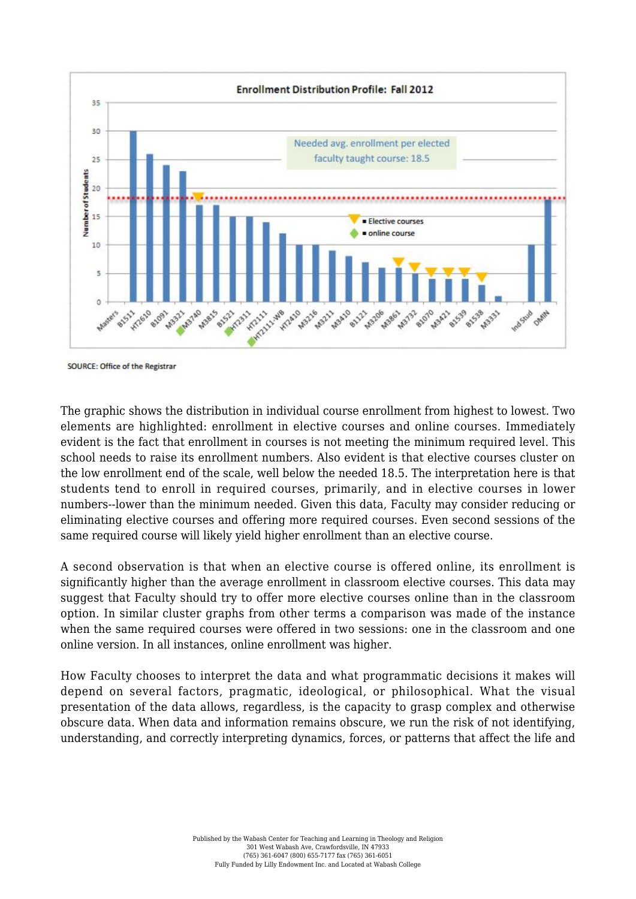Enrollment Distribution Profile: Fall 2012

SOURCE: Office of the Registrar

The graphic shows the distribution in individual course enrollment from highest to lowest. Two elements are highlighted: enrollment in elective courses and online courses. Immediately evident is the fact that enrollment in courses is not meeting the minimum required level. This school needs to raise its enrollment numbers. Also evident is that elective courses cluster on the low enrollment end of the scale, well below the needed 18.5. The interpretation here is that students tend to enroll in required courses, primarily, and in elective courses in lower numbers--lower than the minimum needed. Given this data, Faculty may consider reducing or eliminating elective courses and offering more required courses. Even second sessions of the same required course will likely yield higher enrollment than an elective course.

A second observation is that when an elective course is offered online, its enrollment is significantly higher than the average enrollment in classroom elective courses. This data may suggest that Faculty should try to offer more elective courses online than in the classroom option. In similar cluster graphs from other terms a comparison was made of the instance when the same required courses were offered in two sessions: one in the classroom and one online version. In all instances, online enrollment was higher.

How Faculty chooses to interpret the data and what programmatic decisions it makes will depend on several factors, pragmatic, ideological, or philosophical. What the visual presentation of the data allows, regardless, is the capacity to grasp complex and otherwise obscure data. When data and information remains obscure, we run the risk of not identifying, understanding, and correctly interpreting dynamics, forces, or patterns that affect the life and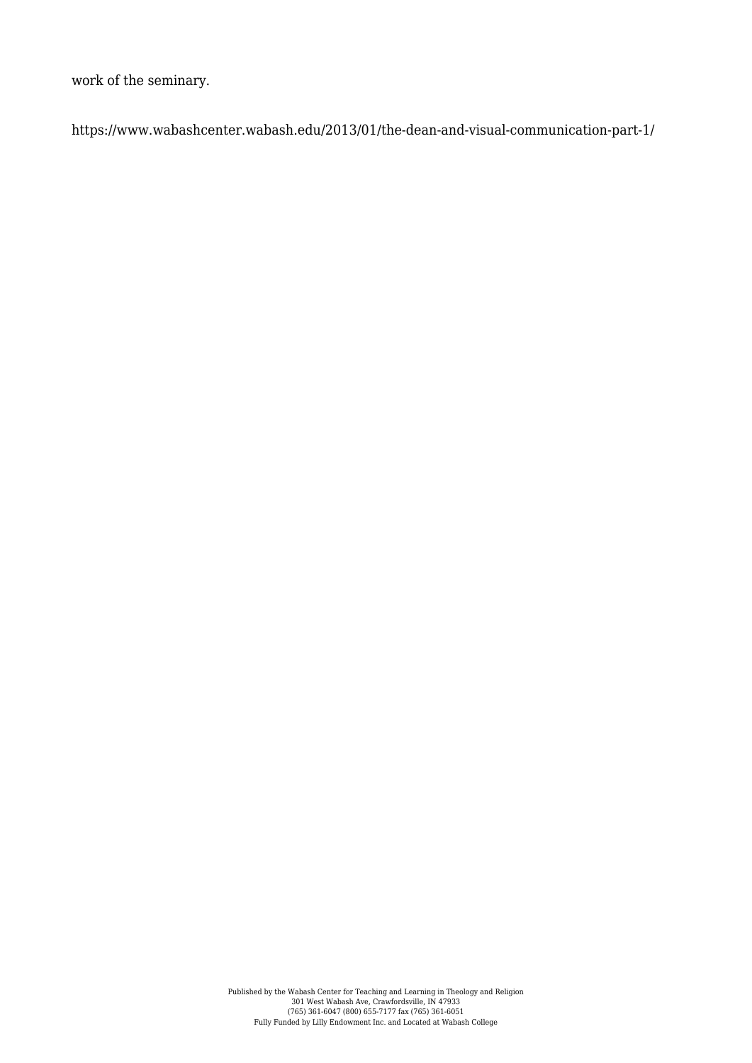work of the seminary.

https://www.wabashcenter.wabash.edu/2013/01/the-dean-and-visual-communication-part-1/

Published by the Wabash Center for Teaching and Learning in Theology and Religion
301 West Wabash Ave, Crawfordsville, IN 47933
(765) 361-6047 (800) 655-7177 fax (765) 361-6051
Fully Funded by Lilly Endowment Inc. and Located at Wabash College